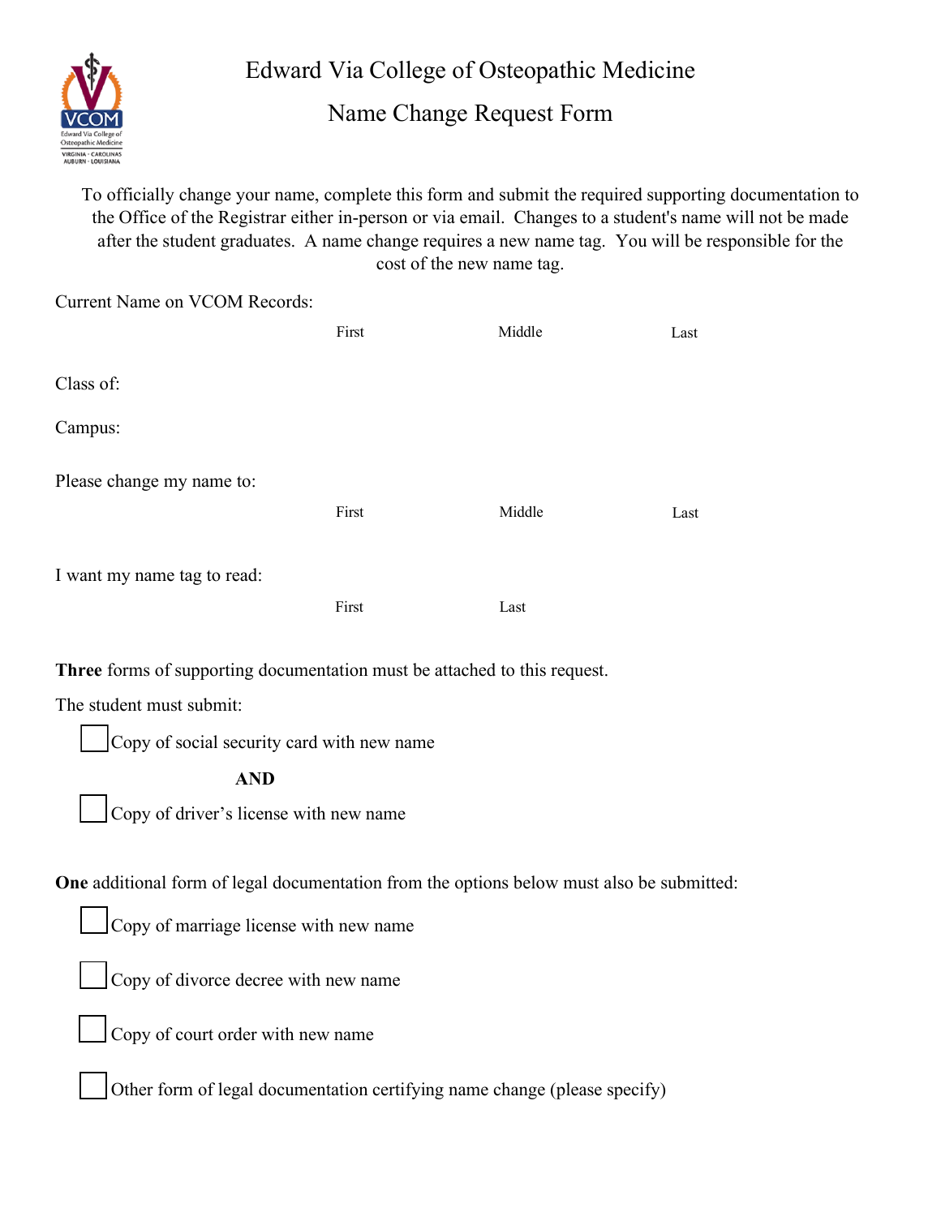# Edward Via College of Osteopathic Medicine

## Name Change Request Form

To officially change your name, complete this form and submit the required supporting documentation to the Office of the Registrar either in-person or via email. Changes to a student's name will not be made after the student graduates. A name change requires a new name tag. You will be responsible for the cost of the new name tag.

Current Name on VCOM Records:

First Middle Last

Class of:

Campus:

Please change my name to:

First Middle Last

I want my name tag to read:

First Last

**Three** forms of supporting documentation must be attached to this request.

The student must submit:

- [ ] Copy of social security card with new name

**AND**

- [ ] Copy of driver's license with new name

**One** additional form of legal documentation from the options below must also be submitted:

- [ ] Copy of marriage license with new name
- [ ] Copy of divorce decree with new name
- [ ] Copy of court order with new name
- [ ] Other form of legal documentation certifying name change (please specify)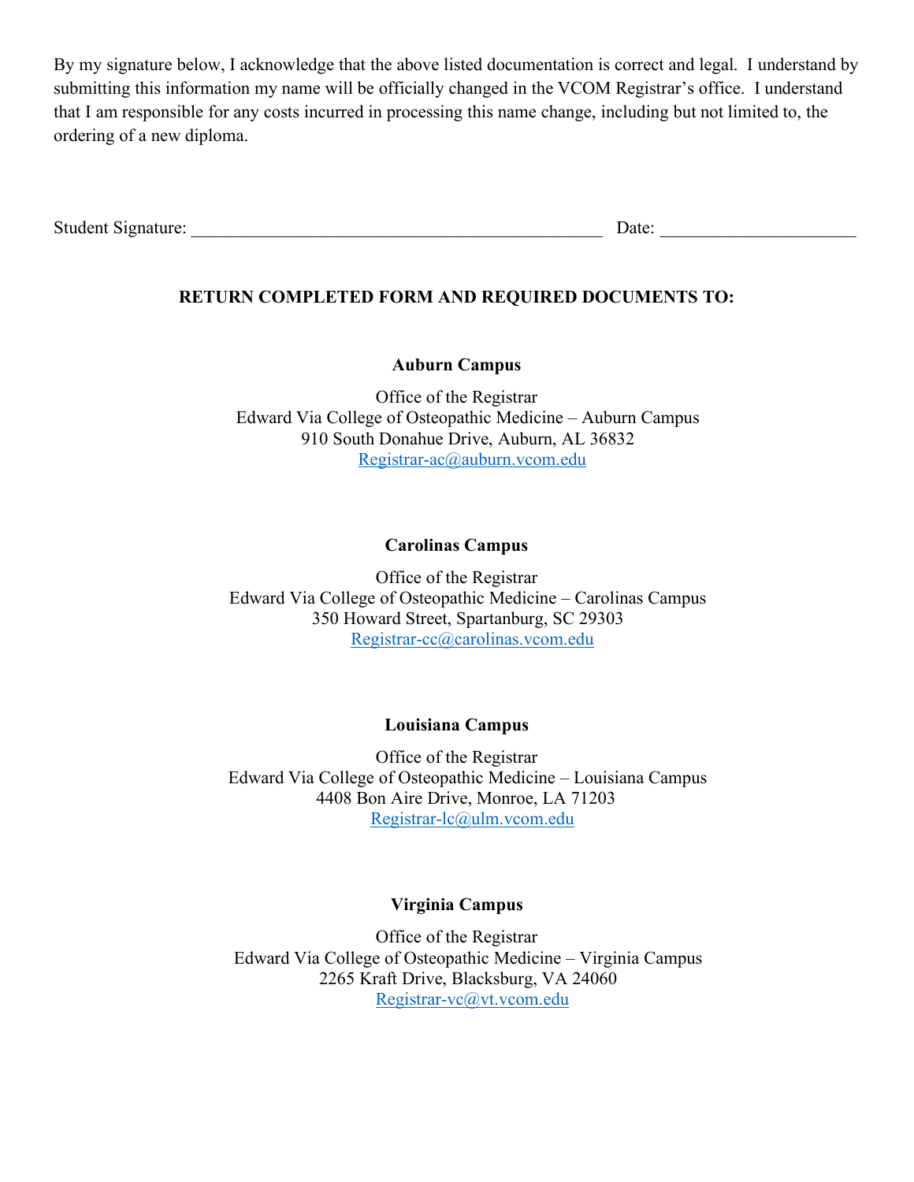By my signature below, I acknowledge that the above listed documentation is correct and legal. I understand by submitting this information my name will be officially changed in the VCOM Registrar's office. I understand that I am responsible for any costs incurred in processing this name change, including but not limited to, the ordering of a new diploma.

Student Signature: ______________________________________________ Date: ______________________

**RETURN COMPLETED FORM AND REQUIRED DOCUMENTS TO:**

**Auburn Campus**

Office of the Registrar
Edward Via College of Osteopathic Medicine – Auburn Campus
910 South Donahue Drive, Auburn, AL 36832
Registrar-ac@auburn.vcom.edu

**Carolinas Campus**

Office of the Registrar
Edward Via College of Osteopathic Medicine – Carolinas Campus
350 Howard Street, Spartanburg, SC 29303
Registrar-cc@carolinas.vcom.edu

**Louisiana Campus**

Office of the Registrar
Edward Via College of Osteopathic Medicine – Louisiana Campus
4408 Bon Aire Drive, Monroe, LA 71203
Registrar-lc@ulm.vcom.edu

**Virginia Campus**

Office of the Registrar
Edward Via College of Osteopathic Medicine – Virginia Campus
2265 Kraft Drive, Blacksburg, VA 24060
Registrar-vc@vt.vcom.edu